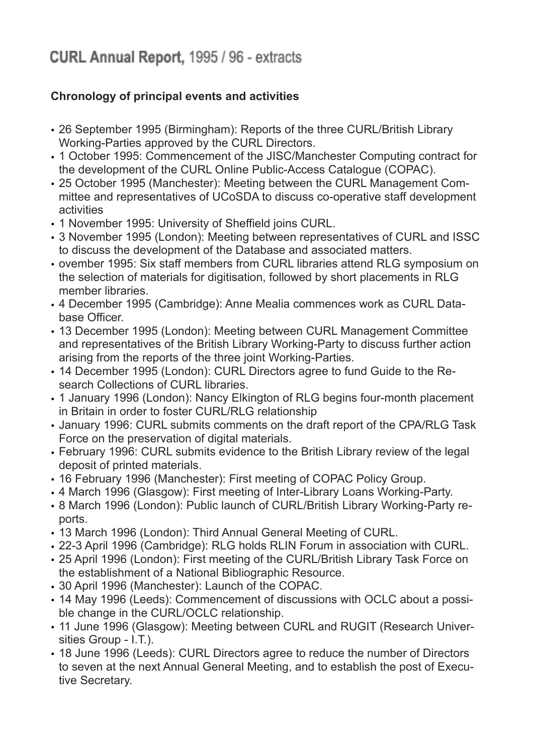# CURL Annual Report, 1995 / 96 - extracts

**Chronology of principal events and activities**

- 26 September 1995 (Birmingham): Reports of the three CURL/British Library Working-Parties approved by the CURL Directors.
- 1 October 1995: Commencement of the JISC/Manchester Computing contract for the development of the CURL Online Public-Access Catalogue (COPAC).
- 25 October 1995 (Manchester): Meeting between the CURL Management Committee and representatives of UCoSDA to discuss co-operative staff development activities
- 1 November 1995: University of Sheffield joins CURL.
- 3 November 1995 (London): Meeting between representatives of CURL and ISSC to discuss the development of the Database and associated matters.
- ovember 1995: Six staff members from CURL libraries attend RLG symposium on the selection of materials for digitisation, followed by short placements in RLG member libraries.
- 4 December 1995 (Cambridge): Anne Mealia commences work as CURL Database Officer.
- 13 December 1995 (London): Meeting between CURL Management Committee and representatives of the British Library Working-Party to discuss further action arising from the reports of the three joint Working-Parties.
- 14 December 1995 (London): CURL Directors agree to fund Guide to the Research Collections of CURL libraries.
- 1 January 1996 (London): Nancy Elkington of RLG begins four-month placement in Britain in order to foster CURL/RLG relationship
- January 1996: CURL submits comments on the draft report of the CPA/RLG Task Force on the preservation of digital materials.
- February 1996: CURL submits evidence to the British Library review of the legal deposit of printed materials.
- 16 February 1996 (Manchester): First meeting of COPAC Policy Group.
- 4 March 1996 (Glasgow): First meeting of Inter-Library Loans Working-Party.
- 8 March 1996 (London): Public launch of CURL/British Library Working-Party reports.
- 13 March 1996 (London): Third Annual General Meeting of CURL.
- 22-3 April 1996 (Cambridge): RLG holds RLIN Forum in association with CURL.
- 25 April 1996 (London): First meeting of the CURL/British Library Task Force on the establishment of a National Bibliographic Resource.
- 30 April 1996 (Manchester): Launch of the COPAC.
- 14 May 1996 (Leeds): Commencement of discussions with OCLC about a possible change in the CURL/OCLC relationship.
- 11 June 1996 (Glasgow): Meeting between CURL and RUGIT (Research Universities Group - I.T.).
- 18 June 1996 (Leeds): CURL Directors agree to reduce the number of Directors to seven at the next Annual General Meeting, and to establish the post of Executive Secretary.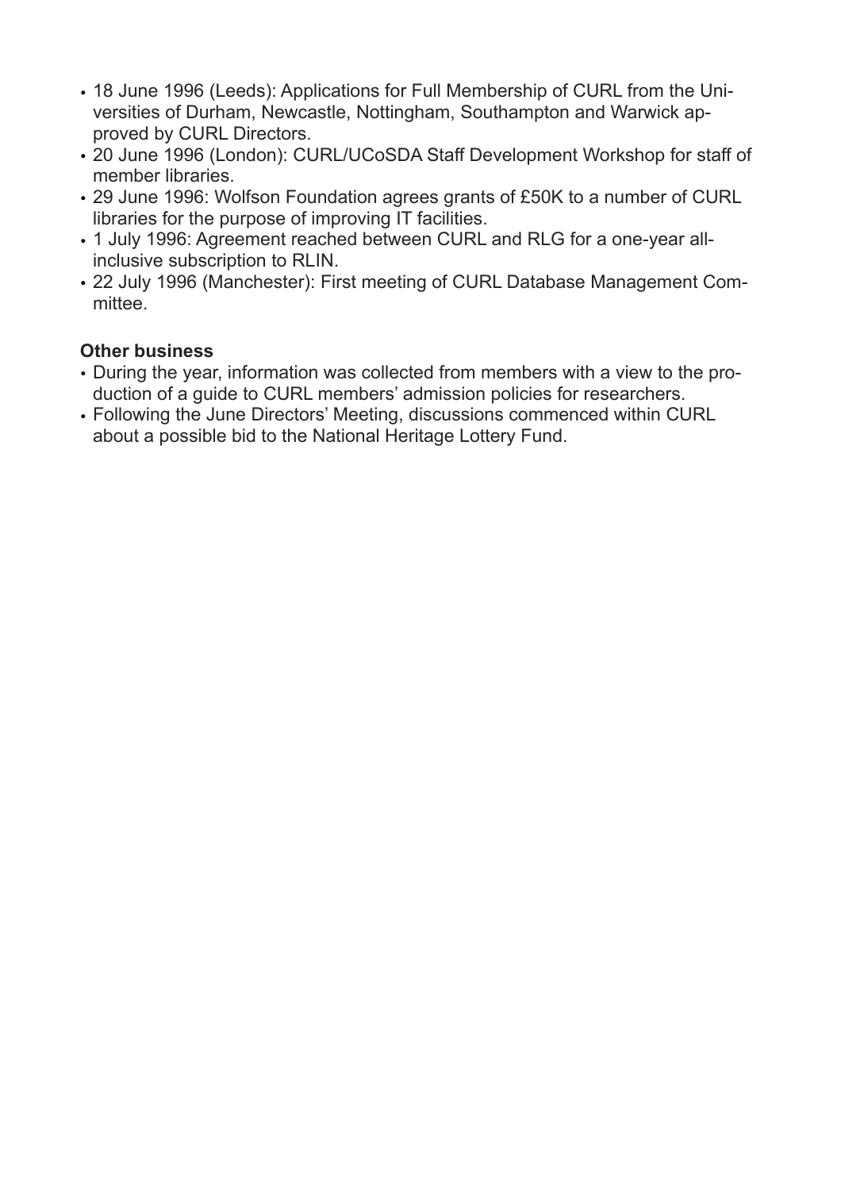- 18 June 1996 (Leeds): Applications for Full Membership of CURL from the Universities of Durham, Newcastle, Nottingham, Southampton and Warwick approved by CURL Directors.
- 20 June 1996 (London): CURL/UCoSDA Staff Development Workshop for staff of member libraries.
- 29 June 1996: Wolfson Foundation agrees grants of £50K to a number of CURL libraries for the purpose of improving IT facilities.
- 1 July 1996: Agreement reached between CURL and RLG for a one-year all-inclusive subscription to RLIN.
- 22 July 1996 (Manchester): First meeting of CURL Database Management Committee.

**Other business**

- During the year, information was collected from members with a view to the production of a guide to CURL members' admission policies for researchers.
- Following the June Directors' Meeting, discussions commenced within CURL about a possible bid to the National Heritage Lottery Fund.